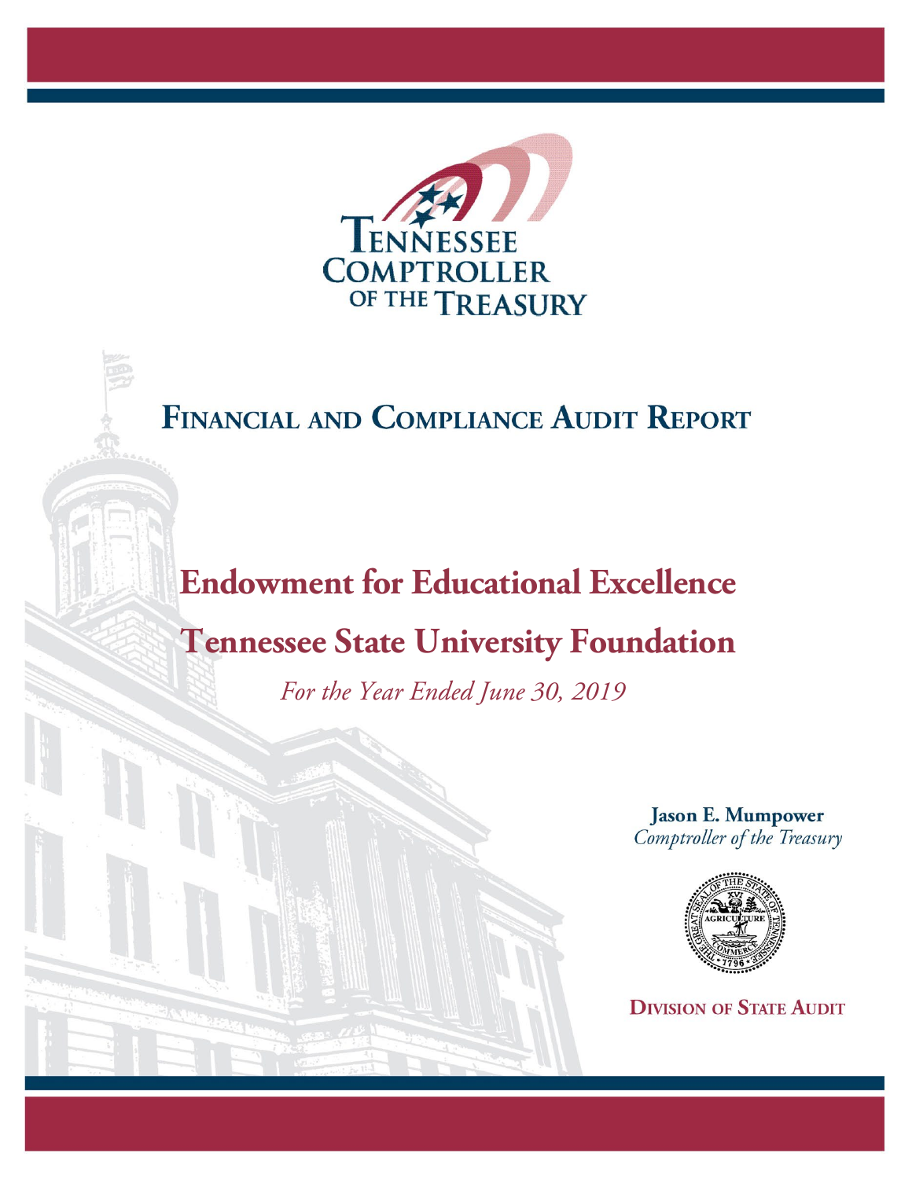TENNESSEE COMPTROLLER OF THE TREASURY

# FINANCIAL AND COMPLIANCE AUDIT REPORT

# Endowment for Educational Excellence

# Tennessee State University Foundation

*For the Year Ended June 30, 2019*

**Jason E. Mumpower**
*Comptroller of the Treasury*

DIVISION OF STATE AUDIT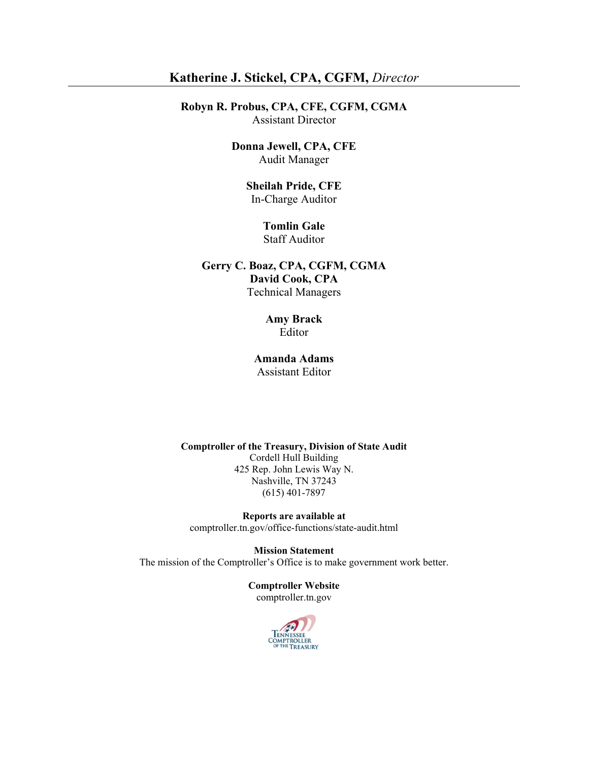**Katherine J. Stickel, CPA, CGFM,** *Director*

---

**Robyn R. Probus, CPA, CFE, CGFM, CGMA**
Assistant Director

**Donna Jewell, CPA, CFE**
Audit Manager

**Sheilah Pride, CFE**
In-Charge Auditor

**Tomlin Gale**
Staff Auditor

**Gerry C. Boaz, CPA, CGFM, CGMA**
**David Cook, CPA**
Technical Managers

**Amy Brack**
Editor

**Amanda Adams**
Assistant Editor

**Comptroller of the Treasury, Division of State Audit**
Cordell Hull Building
425 Rep. John Lewis Way N.
Nashville, TN 37243
(615) 401-7897

**Reports are available at**
comptroller.tn.gov/office-functions/state-audit.html

**Mission Statement**
The mission of the Comptroller's Office is to make government work better.

**Comptroller Website**
comptroller.tn.gov

Tennessee Comptroller of the Treasury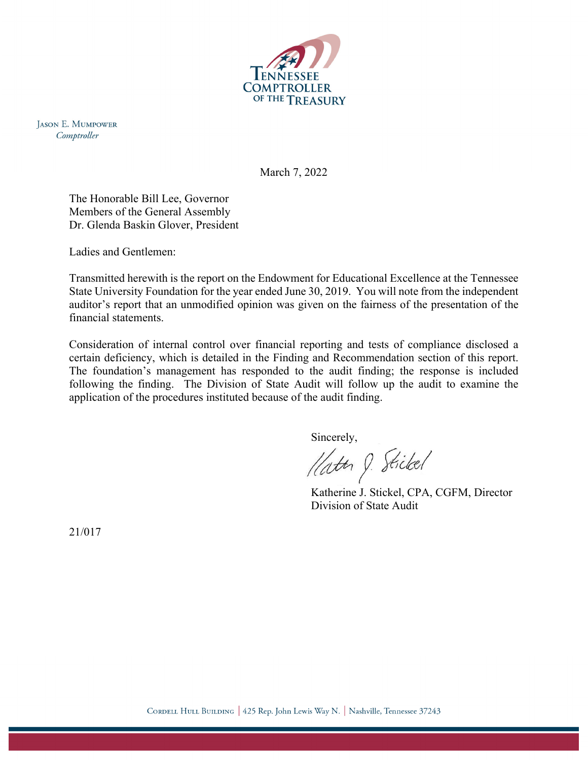Tennessee Comptroller of the Treasury

Jason E. Mumpower
*Comptroller*

March 7, 2022

The Honorable Bill Lee, Governor
Members of the General Assembly
Dr. Glenda Baskin Glover, President

Ladies and Gentlemen:

Transmitted herewith is the report on the Endowment for Educational Excellence at the Tennessee State University Foundation for the year ended June 30, 2019. You will note from the independent auditor's report that an unmodified opinion was given on the fairness of the presentation of the financial statements.

Consideration of internal control over financial reporting and tests of compliance disclosed a certain deficiency, which is detailed in the Finding and Recommendation section of this report. The foundation's management has responded to the audit finding; the response is included following the finding. The Division of State Audit will follow up the audit to examine the application of the procedures instituted because of the audit finding.

Sincerely,

Katherine J. Stickel, CPA, CGFM, Director
Division of State Audit

21/017

Cordell Hull Building | 425 Rep. John Lewis Way N. | Nashville, Tennessee 37243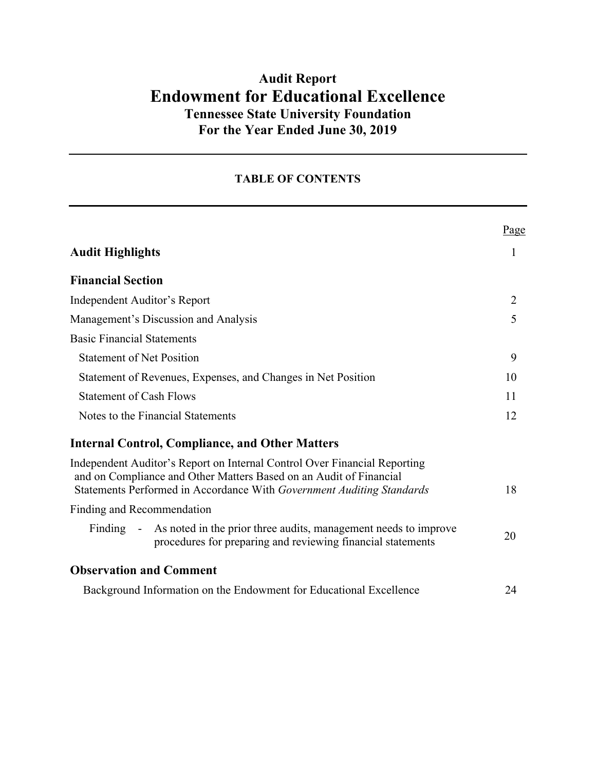# Audit Report

# Endowment for Educational Excellence

## Tennessee State University Foundation

## For the Year Ended June 30, 2019

---

### TABLE OF CONTENTS

---

| | Page |
|---|---|
| **Audit Highlights** | 1 |
| **Financial Section** | |
| Independent Auditor's Report | 2 |
| Management's Discussion and Analysis | 5 |
| Basic Financial Statements | |
| Statement of Net Position | 9 |
| Statement of Revenues, Expenses, and Changes in Net Position | 10 |
| Statement of Cash Flows | 11 |
| Notes to the Financial Statements | 12 |
| **Internal Control, Compliance, and Other Matters** | |
| Independent Auditor's Report on Internal Control Over Financial Reporting and on Compliance and Other Matters Based on an Audit of Financial Statements Performed in Accordance With *Government Auditing Standards* | 18 |
| Finding and Recommendation | |
| Finding - As noted in the prior three audits, management needs to improve procedures for preparing and reviewing financial statements | 20 |
| **Observation and Comment** | |
| Background Information on the Endowment for Educational Excellence | 24 |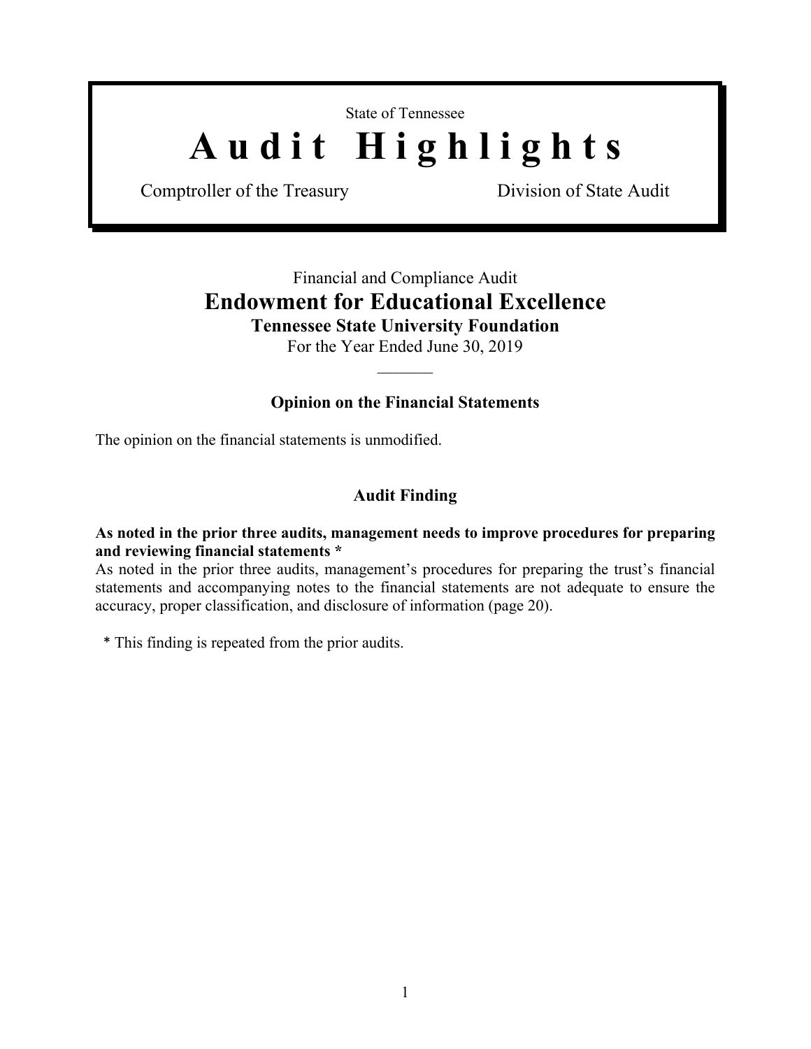State of Tennessee

# Audit Highlights

Comptroller of the Treasury — Division of State Audit

Financial and Compliance Audit

## Endowment for Educational Excellence

### Tennessee State University Foundation

For the Year Ended June 30, 2019

---

### Opinion on the Financial Statements

The opinion on the financial statements is unmodified.

### Audit Finding

**As noted in the prior three audits, management needs to improve procedures for preparing and reviewing financial statements ***

As noted in the prior three audits, management's procedures for preparing the trust's financial statements and accompanying notes to the financial statements are not adequate to ensure the accuracy, proper classification, and disclosure of information (page 20).

* This finding is repeated from the prior audits.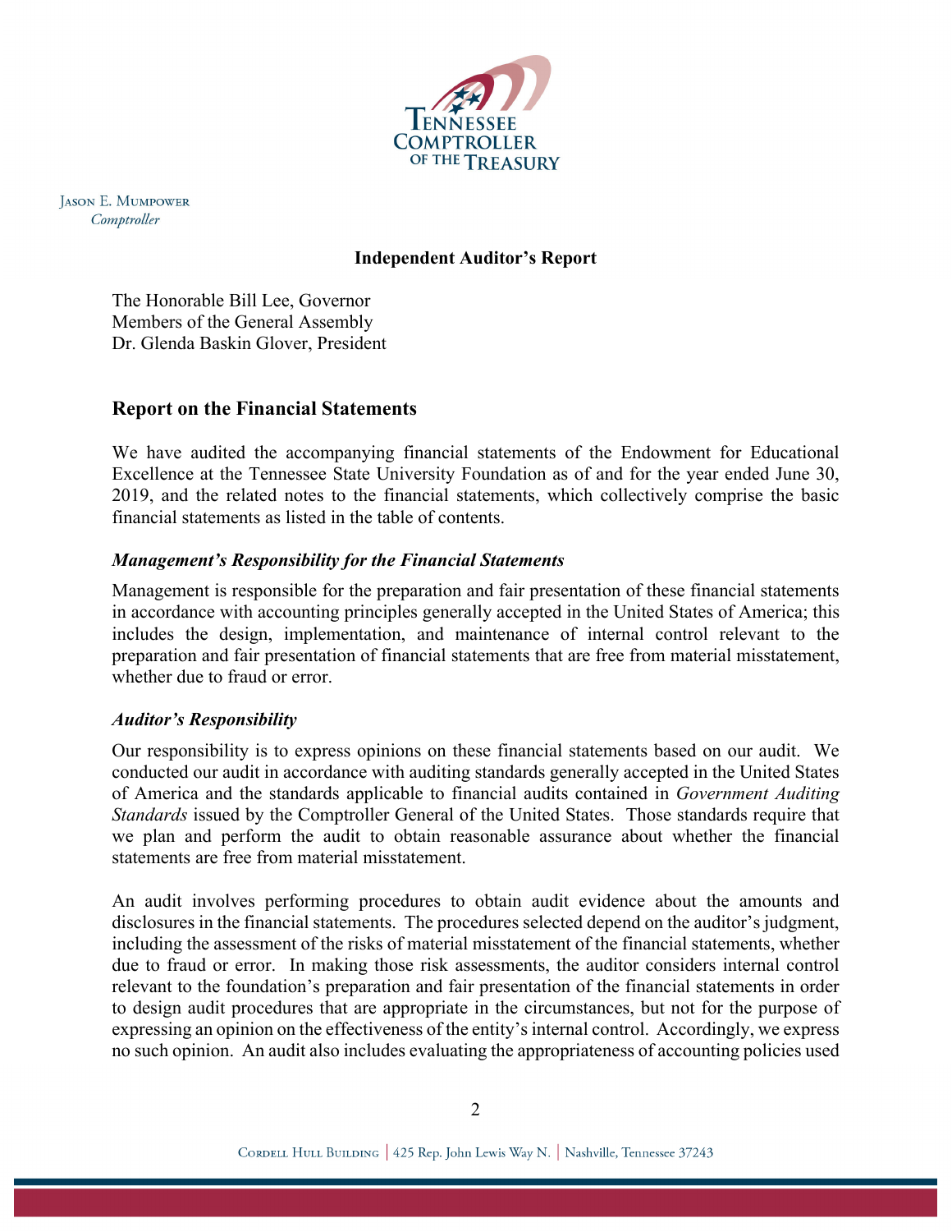Jason E. Mumpower
*Comptroller*

**Independent Auditor's Report**

The Honorable Bill Lee, Governor
Members of the General Assembly
Dr. Glenda Baskin Glover, President

## Report on the Financial Statements

We have audited the accompanying financial statements of the Endowment for Educational Excellence at the Tennessee State University Foundation as of and for the year ended June 30, 2019, and the related notes to the financial statements, which collectively comprise the basic financial statements as listed in the table of contents.

### *Management's Responsibility for the Financial Statements*

Management is responsible for the preparation and fair presentation of these financial statements in accordance with accounting principles generally accepted in the United States of America; this includes the design, implementation, and maintenance of internal control relevant to the preparation and fair presentation of financial statements that are free from material misstatement, whether due to fraud or error.

### *Auditor's Responsibility*

Our responsibility is to express opinions on these financial statements based on our audit. We conducted our audit in accordance with auditing standards generally accepted in the United States of America and the standards applicable to financial audits contained in *Government Auditing Standards* issued by the Comptroller General of the United States. Those standards require that we plan and perform the audit to obtain reasonable assurance about whether the financial statements are free from material misstatement.

An audit involves performing procedures to obtain audit evidence about the amounts and disclosures in the financial statements. The procedures selected depend on the auditor's judgment, including the assessment of the risks of material misstatement of the financial statements, whether due to fraud or error. In making those risk assessments, the auditor considers internal control relevant to the foundation's preparation and fair presentation of the financial statements in order to design audit procedures that are appropriate in the circumstances, but not for the purpose of expressing an opinion on the effectiveness of the entity's internal control. Accordingly, we express no such opinion. An audit also includes evaluating the appropriateness of accounting policies used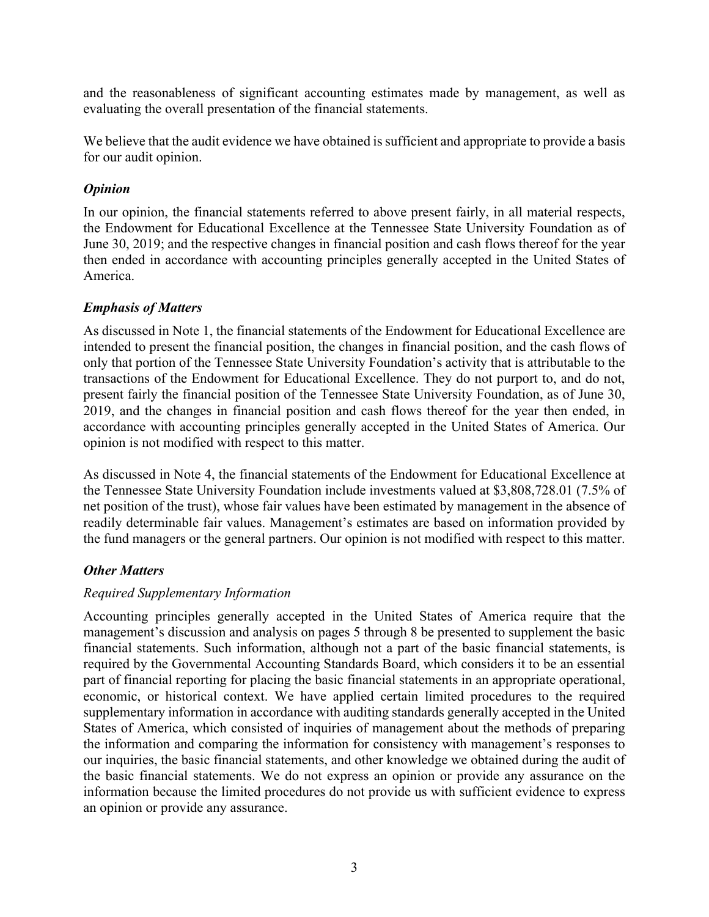and the reasonableness of significant accounting estimates made by management, as well as evaluating the overall presentation of the financial statements.

We believe that the audit evidence we have obtained is sufficient and appropriate to provide a basis for our audit opinion.

### *Opinion*

In our opinion, the financial statements referred to above present fairly, in all material respects, the Endowment for Educational Excellence at the Tennessee State University Foundation as of June 30, 2019; and the respective changes in financial position and cash flows thereof for the year then ended in accordance with accounting principles generally accepted in the United States of America.

### *Emphasis of Matters*

As discussed in Note 1, the financial statements of the Endowment for Educational Excellence are intended to present the financial position, the changes in financial position, and the cash flows of only that portion of the Tennessee State University Foundation's activity that is attributable to the transactions of the Endowment for Educational Excellence. They do not purport to, and do not, present fairly the financial position of the Tennessee State University Foundation, as of June 30, 2019, and the changes in financial position and cash flows thereof for the year then ended, in accordance with accounting principles generally accepted in the United States of America. Our opinion is not modified with respect to this matter.

As discussed in Note 4, the financial statements of the Endowment for Educational Excellence at the Tennessee State University Foundation include investments valued at $3,808,728.01 (7.5% of net position of the trust), whose fair values have been estimated by management in the absence of readily determinable fair values. Management's estimates are based on information provided by the fund managers or the general partners. Our opinion is not modified with respect to this matter.

### *Other Matters*

*Required Supplementary Information*

Accounting principles generally accepted in the United States of America require that the management's discussion and analysis on pages 5 through 8 be presented to supplement the basic financial statements. Such information, although not a part of the basic financial statements, is required by the Governmental Accounting Standards Board, which considers it to be an essential part of financial reporting for placing the basic financial statements in an appropriate operational, economic, or historical context. We have applied certain limited procedures to the required supplementary information in accordance with auditing standards generally accepted in the United States of America, which consisted of inquiries of management about the methods of preparing the information and comparing the information for consistency with management's responses to our inquiries, the basic financial statements, and other knowledge we obtained during the audit of the basic financial statements. We do not express an opinion or provide any assurance on the information because the limited procedures do not provide us with sufficient evidence to express an opinion or provide any assurance.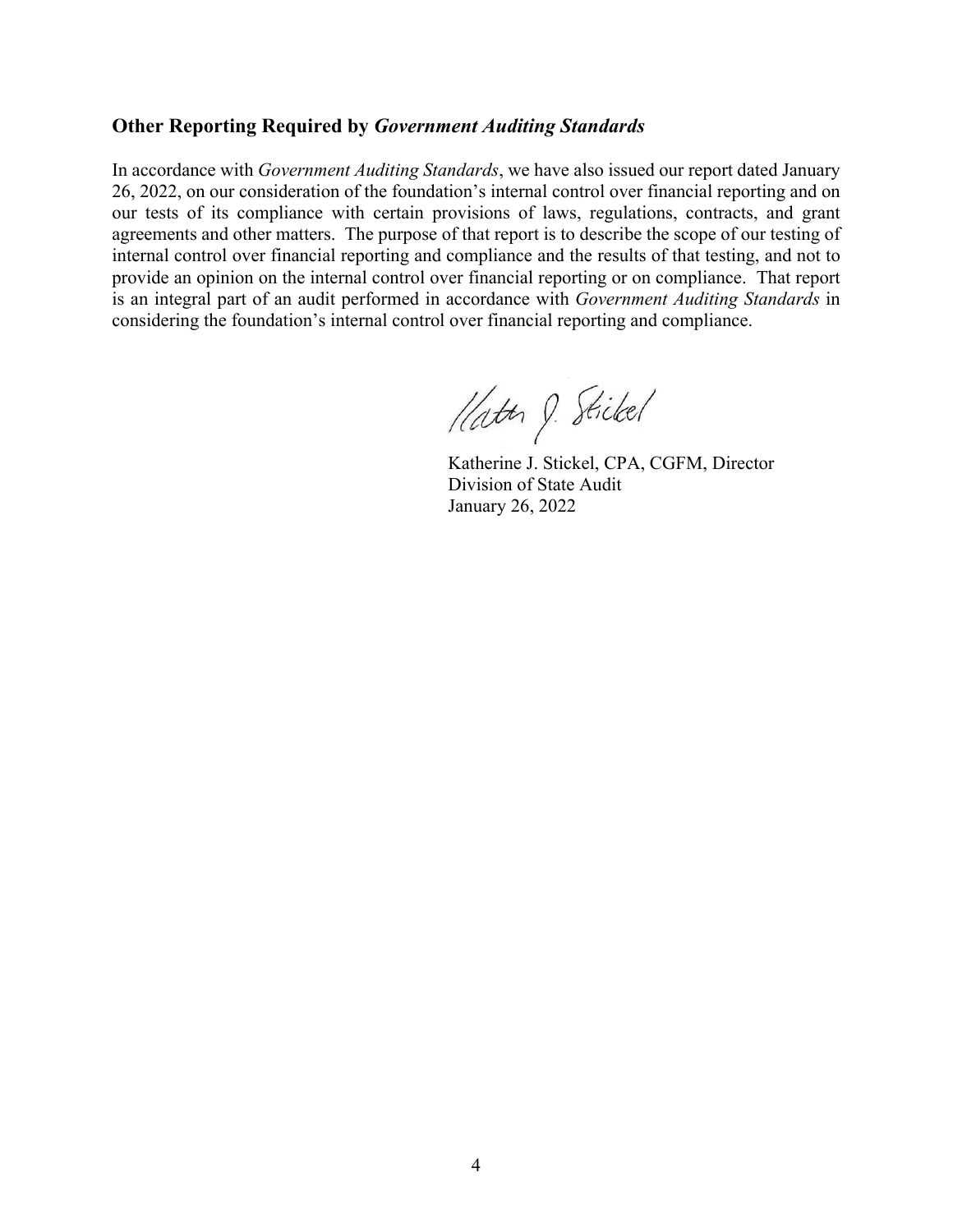## Other Reporting Required by *Government Auditing Standards*

In accordance with *Government Auditing Standards*, we have also issued our report dated January 26, 2022, on our consideration of the foundation's internal control over financial reporting and on our tests of its compliance with certain provisions of laws, regulations, contracts, and grant agreements and other matters. The purpose of that report is to describe the scope of our testing of internal control over financial reporting and compliance and the results of that testing, and not to provide an opinion on the internal control over financial reporting or on compliance. That report is an integral part of an audit performed in accordance with *Government Auditing Standards* in considering the foundation's internal control over financial reporting and compliance.

Katherine J. Stickel, CPA, CGFM, Director
Division of State Audit
January 26, 2022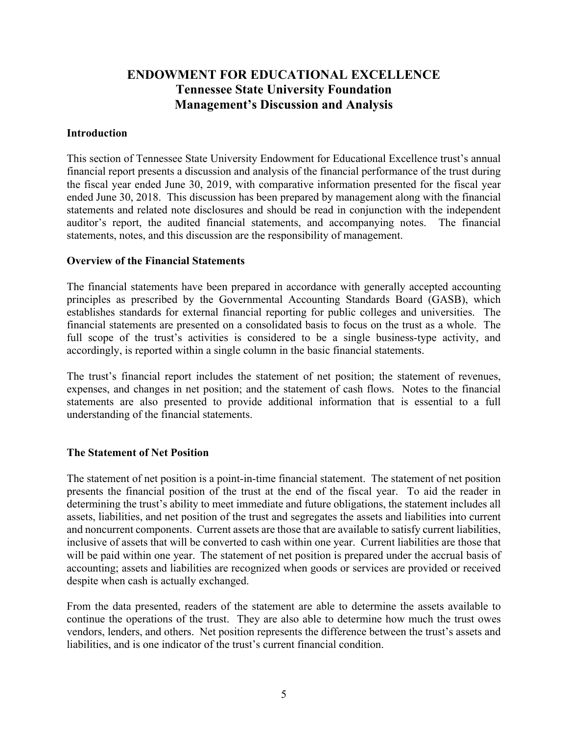# ENDOWMENT FOR EDUCATIONAL EXCELLENCE
## Tennessee State University Foundation
## Management's Discussion and Analysis

### Introduction

This section of Tennessee State University Endowment for Educational Excellence trust's annual financial report presents a discussion and analysis of the financial performance of the trust during the fiscal year ended June 30, 2019, with comparative information presented for the fiscal year ended June 30, 2018. This discussion has been prepared by management along with the financial statements and related note disclosures and should be read in conjunction with the independent auditor's report, the audited financial statements, and accompanying notes. The financial statements, notes, and this discussion are the responsibility of management.

### Overview of the Financial Statements

The financial statements have been prepared in accordance with generally accepted accounting principles as prescribed by the Governmental Accounting Standards Board (GASB), which establishes standards for external financial reporting for public colleges and universities. The financial statements are presented on a consolidated basis to focus on the trust as a whole. The full scope of the trust's activities is considered to be a single business-type activity, and accordingly, is reported within a single column in the basic financial statements.

The trust's financial report includes the statement of net position; the statement of revenues, expenses, and changes in net position; and the statement of cash flows. Notes to the financial statements are also presented to provide additional information that is essential to a full understanding of the financial statements.

### The Statement of Net Position

The statement of net position is a point-in-time financial statement. The statement of net position presents the financial position of the trust at the end of the fiscal year. To aid the reader in determining the trust's ability to meet immediate and future obligations, the statement includes all assets, liabilities, and net position of the trust and segregates the assets and liabilities into current and noncurrent components. Current assets are those that are available to satisfy current liabilities, inclusive of assets that will be converted to cash within one year. Current liabilities are those that will be paid within one year. The statement of net position is prepared under the accrual basis of accounting; assets and liabilities are recognized when goods or services are provided or received despite when cash is actually exchanged.

From the data presented, readers of the statement are able to determine the assets available to continue the operations of the trust. They are also able to determine how much the trust owes vendors, lenders, and others. Net position represents the difference between the trust's assets and liabilities, and is one indicator of the trust's current financial condition.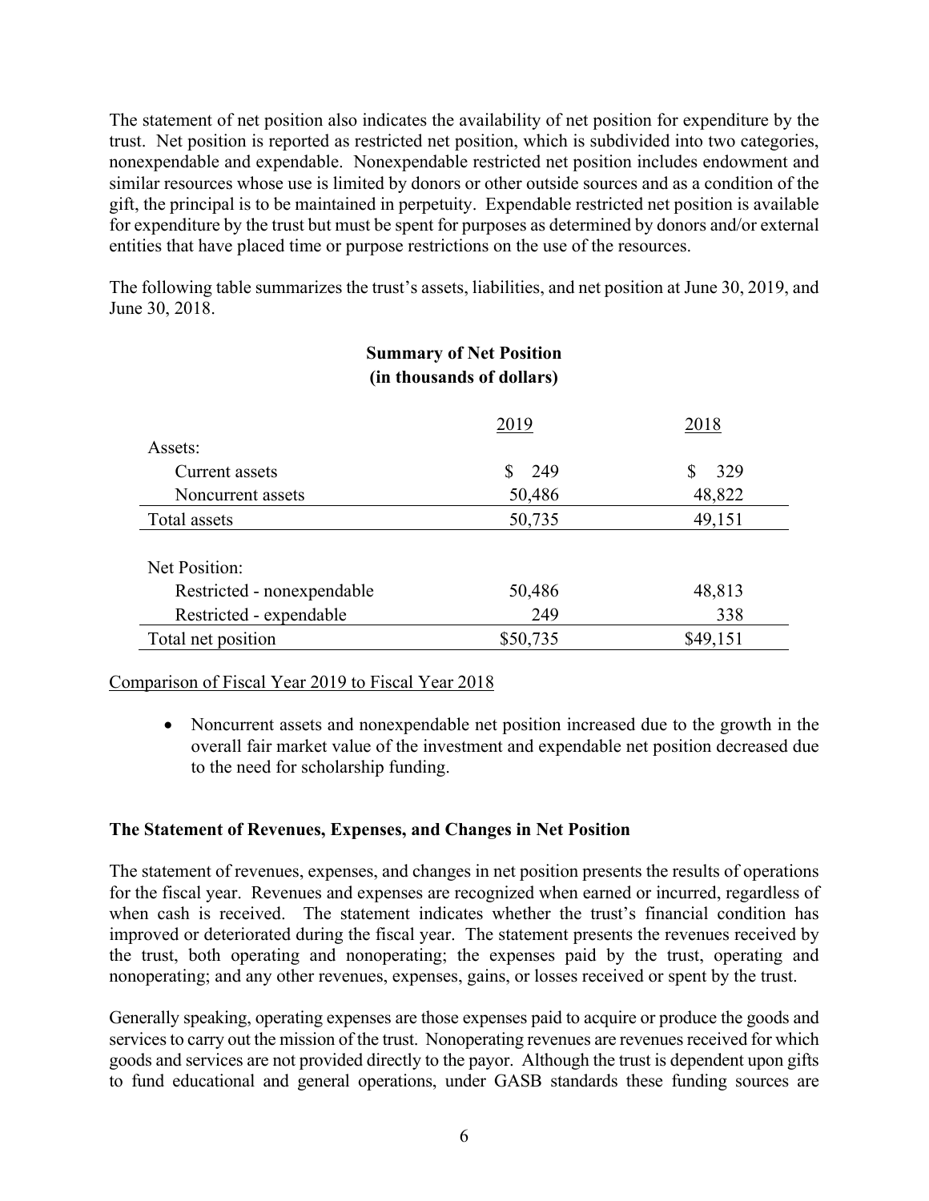The statement of net position also indicates the availability of net position for expenditure by the trust. Net position is reported as restricted net position, which is subdivided into two categories, nonexpendable and expendable. Nonexpendable restricted net position includes endowment and similar resources whose use is limited by donors or other outside sources and as a condition of the gift, the principal is to be maintained in perpetuity. Expendable restricted net position is available for expenditure by the trust but must be spent for purposes as determined by donors and/or external entities that have placed time or purpose restrictions on the use of the resources.

The following table summarizes the trust's assets, liabilities, and net position at June 30, 2019, and June 30, 2018.

**Summary of Net Position**
**(in thousands of dollars)**

| | 2019 | 2018 |
|---|---|---|
| Assets: | | |
| Current assets | $ 249 | $ 329 |
| Noncurrent assets | 50,486 | 48,822 |
| Total assets | 50,735 | 49,151 |
| | | |
| Net Position: | | |
| Restricted - nonexpendable | 50,486 | 48,813 |
| Restricted - expendable | 249 | 338 |
| Total net position | $50,735 | $49,151 |

Comparison of Fiscal Year 2019 to Fiscal Year 2018

- Noncurrent assets and nonexpendable net position increased due to the growth in the overall fair market value of the investment and expendable net position decreased due to the need for scholarship funding.

**The Statement of Revenues, Expenses, and Changes in Net Position**

The statement of revenues, expenses, and changes in net position presents the results of operations for the fiscal year. Revenues and expenses are recognized when earned or incurred, regardless of when cash is received. The statement indicates whether the trust's financial condition has improved or deteriorated during the fiscal year. The statement presents the revenues received by the trust, both operating and nonoperating; the expenses paid by the trust, operating and nonoperating; and any other revenues, expenses, gains, or losses received or spent by the trust.

Generally speaking, operating expenses are those expenses paid to acquire or produce the goods and services to carry out the mission of the trust. Nonoperating revenues are revenues received for which goods and services are not provided directly to the payor. Although the trust is dependent upon gifts to fund educational and general operations, under GASB standards these funding sources are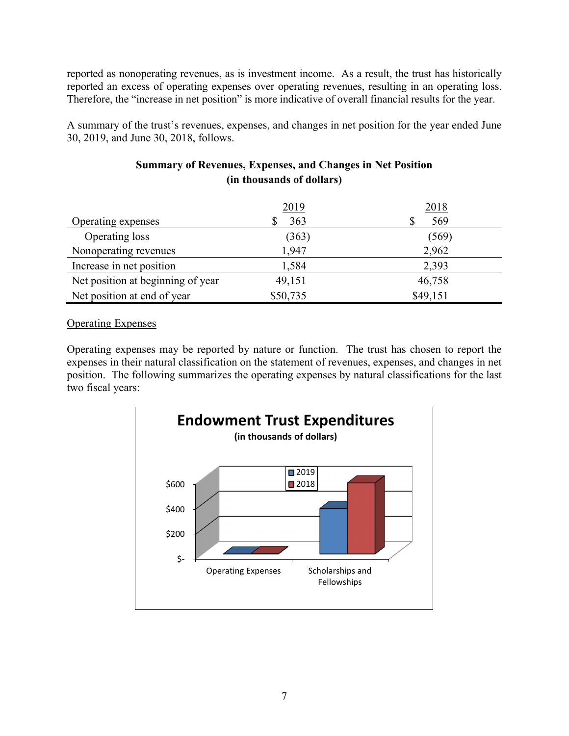reported as nonoperating revenues, as is investment income. As a result, the trust has historically reported an excess of operating expenses over operating revenues, resulting in an operating loss. Therefore, the "increase in net position" is more indicative of overall financial results for the year.

A summary of the trust's revenues, expenses, and changes in net position for the year ended June 30, 2019, and June 30, 2018, follows.

**Summary of Revenues, Expenses, and Changes in Net Position**
**(in thousands of dollars)**

| | 2019 | 2018 |
|---|---|---|
| Operating expenses | $ 363 | $ 569 |
| Operating loss | (363) | (569) |
| Nonoperating revenues | 1,947 | 2,962 |
| Increase in net position | 1,584 | 2,393 |
| Net position at beginning of year | 49,151 | 46,758 |
| Net position at end of year | $50,735 | $49,151 |

Operating Expenses

Operating expenses may be reported by nature or function. The trust has chosen to report the expenses in their natural classification on the statement of revenues, expenses, and changes in net position. The following summarizes the operating expenses by natural classifications for the last two fiscal years:

**Endowment Trust Expenditures**
**(in thousands of dollars)**

| | 2019 | 2018 |
|---|---|---|
| Operating Expenses | $- | $- |
| Scholarships and Fellowships | ~$363 | ~$569 |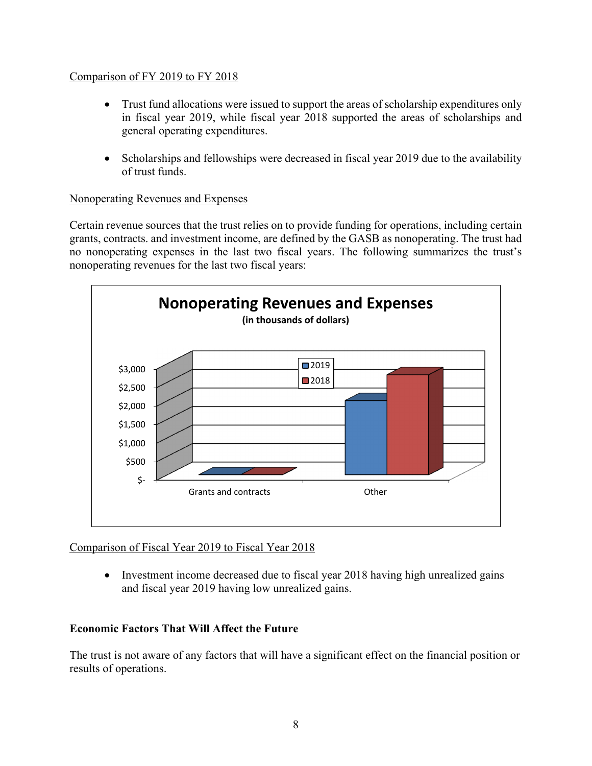Comparison of FY 2019 to FY 2018

- Trust fund allocations were issued to support the areas of scholarship expenditures only in fiscal year 2019, while fiscal year 2018 supported the areas of scholarships and general operating expenditures.

- Scholarships and fellowships were decreased in fiscal year 2019 due to the availability of trust funds.

Nonoperating Revenues and Expenses

Certain revenue sources that the trust relies on to provide funding for operations, including certain grants, contracts. and investment income, are defined by the GASB as nonoperating. The trust had no nonoperating expenses in the last two fiscal years. The following summarizes the trust's nonoperating revenues for the last two fiscal years:

**Nonoperating Revenues and Expenses**
**(in thousands of dollars)**

Comparison of Fiscal Year 2019 to Fiscal Year 2018

- Investment income decreased due to fiscal year 2018 having high unrealized gains and fiscal year 2019 having low unrealized gains.

**Economic Factors That Will Affect the Future**

The trust is not aware of any factors that will have a significant effect on the financial position or results of operations.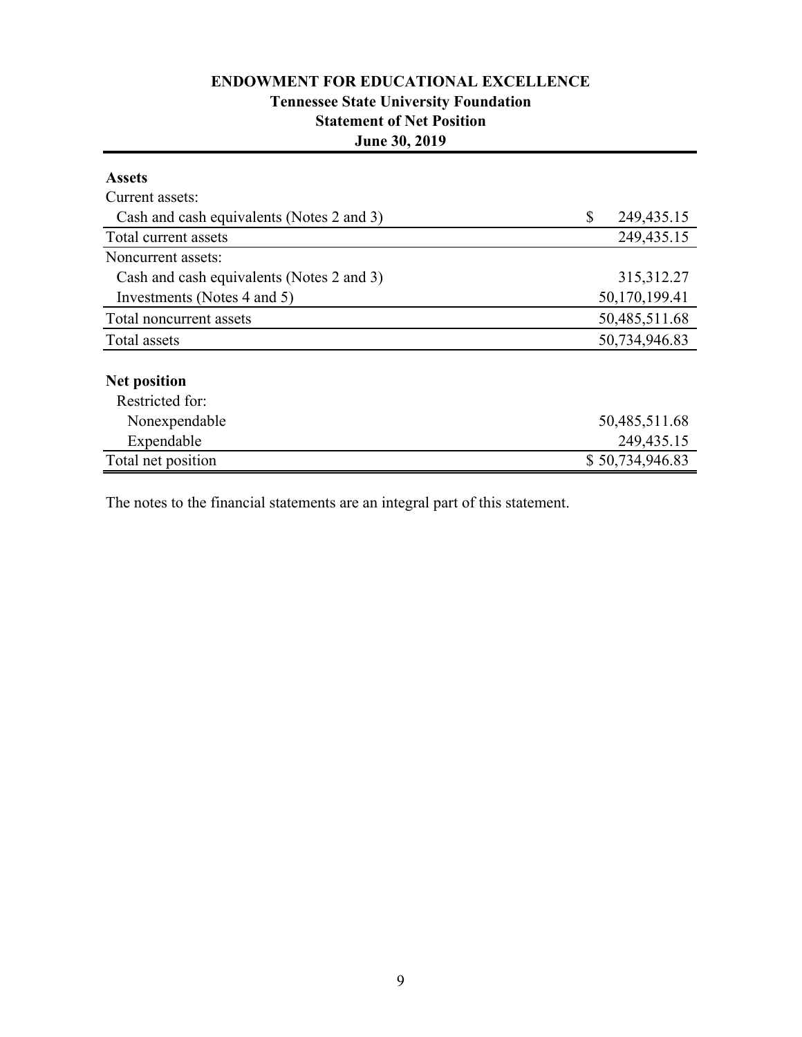# ENDOWMENT FOR EDUCATIONAL EXCELLENCE
## Tennessee State University Foundation
## Statement of Net Position
## June 30, 2019

| | |
|---|---|
| **Assets** | |
| Current assets: | |
| Cash and cash equivalents (Notes 2 and 3) | $ 249,435.15 |
| Total current assets | 249,435.15 |
| Noncurrent assets: | |
| Cash and cash equivalents (Notes 2 and 3) | 315,312.27 |
| Investments (Notes 4 and 5) | 50,170,199.41 |
| Total noncurrent assets | 50,485,511.68 |
| Total assets | 50,734,946.83 |
| | |
| **Net position** | |
| Restricted for: | |
| Nonexpendable | 50,485,511.68 |
| Expendable | 249,435.15 |
| Total net position | $ 50,734,946.83 |

The notes to the financial statements are an integral part of this statement.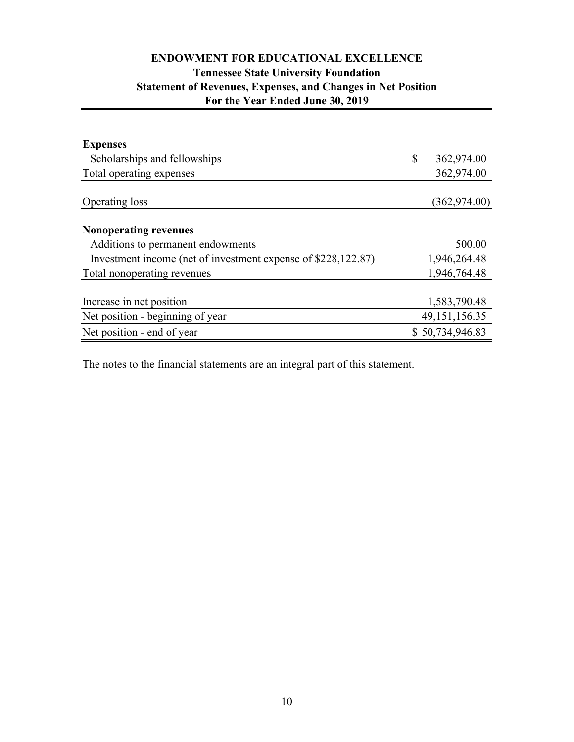# ENDOWMENT FOR EDUCATIONAL EXCELLENCE

## Tennessee State University Foundation

## Statement of Revenues, Expenses, and Changes in Net Position

## For the Year Ended June 30, 2019

| | |
|---|---|
| **Expenses** | |
| Scholarships and fellowships | $ 362,974.00 |
| Total operating expenses | 362,974.00 |
| | |
| Operating loss | (362,974.00) |
| | |
| **Nonoperating revenues** | |
| Additions to permanent endowments | 500.00 |
| Investment income (net of investment expense of $228,122.87) | 1,946,264.48 |
| Total nonoperating revenues | 1,946,764.48 |
| | |
| Increase in net position | 1,583,790.48 |
| Net position - beginning of year | 49,151,156.35 |
| Net position - end of year | $ 50,734,946.83 |

The notes to the financial statements are an integral part of this statement.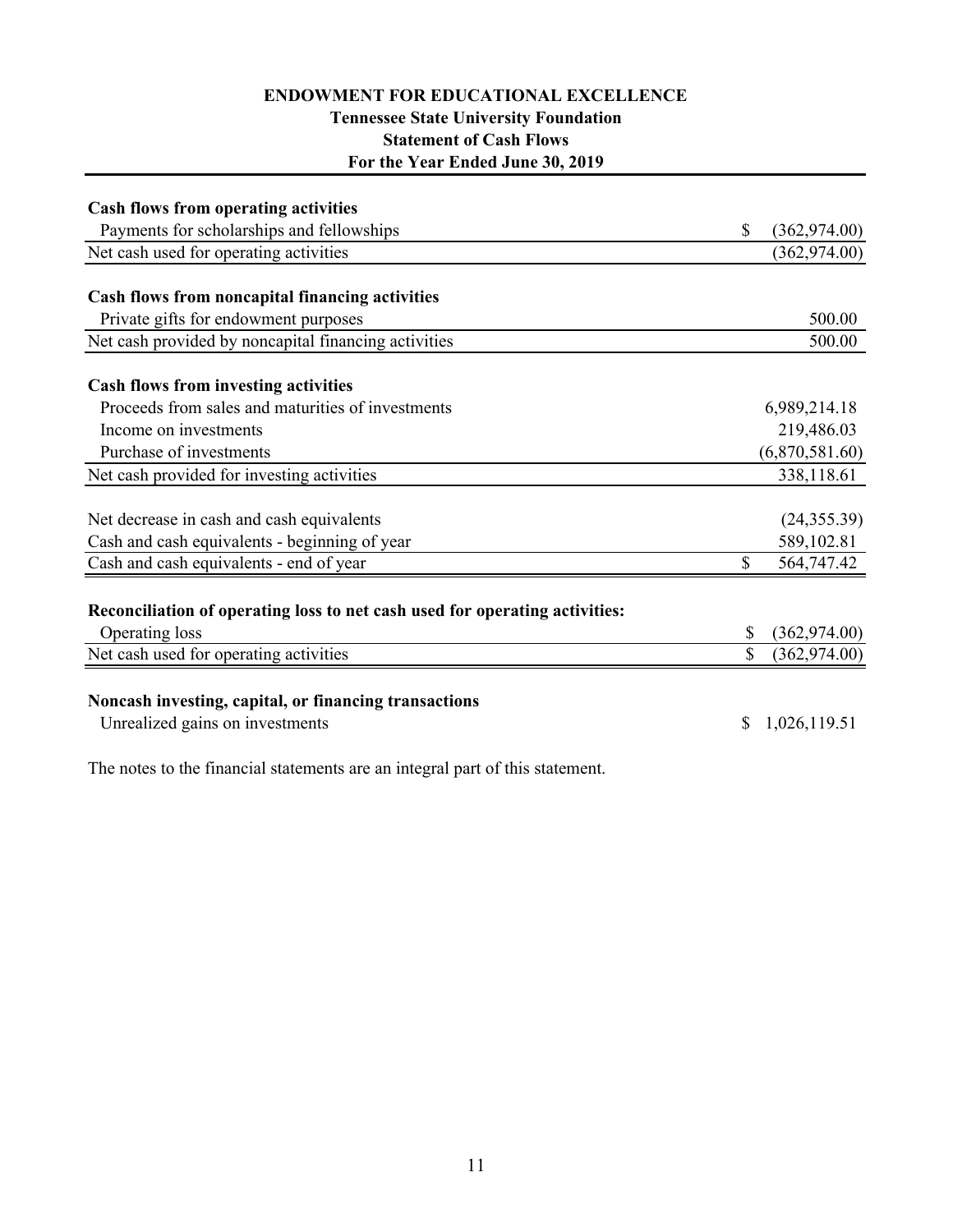**ENDOWMENT FOR EDUCATIONAL EXCELLENCE**
**Tennessee State University Foundation**
**Statement of Cash Flows**
**For the Year Ended June 30, 2019**

| | |
|---|---|
| **Cash flows from operating activities** | |
| Payments for scholarships and fellowships | $ (362,974.00) |
| Net cash used for operating activities | (362,974.00) |
| | |
| **Cash flows from noncapital financing activities** | |
| Private gifts for endowment purposes | 500.00 |
| Net cash provided by noncapital financing activities | 500.00 |
| | |
| **Cash flows from investing activities** | |
| Proceeds from sales and maturities of investments | 6,989,214.18 |
| Income on investments | 219,486.03 |
| Purchase of investments | (6,870,581.60) |
| Net cash provided for investing activities | 338,118.61 |
| | |
| Net decrease in cash and cash equivalents | (24,355.39) |
| Cash and cash equivalents - beginning of year | 589,102.81 |
| Cash and cash equivalents - end of year | $ 564,747.42 |
| | |
| **Reconciliation of operating loss to net cash used for operating activities:** | |
| Operating loss | $ (362,974.00) |
| Net cash used for operating activities | $ (362,974.00) |
| | |
| **Noncash investing, capital, or financing transactions** | |
| Unrealized gains on investments | $ 1,026,119.51 |

The notes to the financial statements are an integral part of this statement.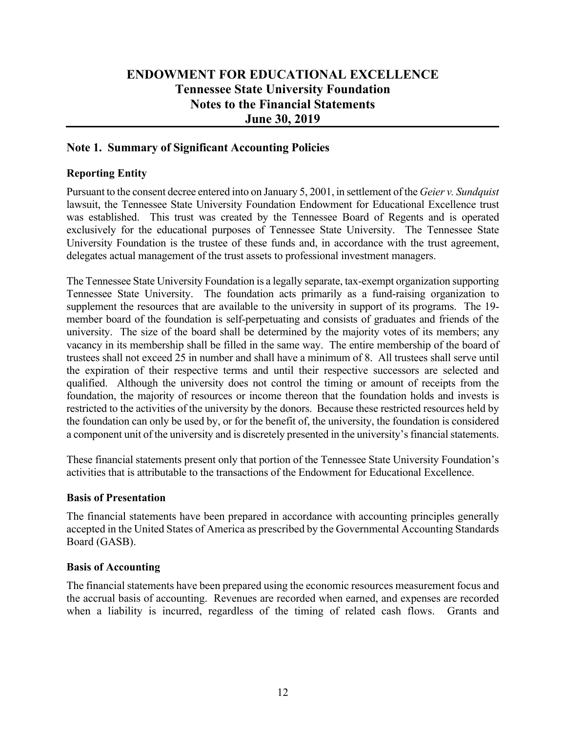# ENDOWMENT FOR EDUCATIONAL EXCELLENCE
## Tennessee State University Foundation
## Notes to the Financial Statements
## June 30, 2019

## Note 1. Summary of Significant Accounting Policies

### Reporting Entity

Pursuant to the consent decree entered into on January 5, 2001, in settlement of the *Geier v. Sundquist* lawsuit, the Tennessee State University Foundation Endowment for Educational Excellence trust was established. This trust was created by the Tennessee Board of Regents and is operated exclusively for the educational purposes of Tennessee State University. The Tennessee State University Foundation is the trustee of these funds and, in accordance with the trust agreement, delegates actual management of the trust assets to professional investment managers.

The Tennessee State University Foundation is a legally separate, tax-exempt organization supporting Tennessee State University. The foundation acts primarily as a fund-raising organization to supplement the resources that are available to the university in support of its programs. The 19-member board of the foundation is self-perpetuating and consists of graduates and friends of the university. The size of the board shall be determined by the majority votes of its members; any vacancy in its membership shall be filled in the same way. The entire membership of the board of trustees shall not exceed 25 in number and shall have a minimum of 8. All trustees shall serve until the expiration of their respective terms and until their respective successors are selected and qualified. Although the university does not control the timing or amount of receipts from the foundation, the majority of resources or income thereon that the foundation holds and invests is restricted to the activities of the university by the donors. Because these restricted resources held by the foundation can only be used by, or for the benefit of, the university, the foundation is considered a component unit of the university and is discretely presented in the university's financial statements.

These financial statements present only that portion of the Tennessee State University Foundation's activities that is attributable to the transactions of the Endowment for Educational Excellence.

### Basis of Presentation

The financial statements have been prepared in accordance with accounting principles generally accepted in the United States of America as prescribed by the Governmental Accounting Standards Board (GASB).

### Basis of Accounting

The financial statements have been prepared using the economic resources measurement focus and the accrual basis of accounting. Revenues are recorded when earned, and expenses are recorded when a liability is incurred, regardless of the timing of related cash flows. Grants and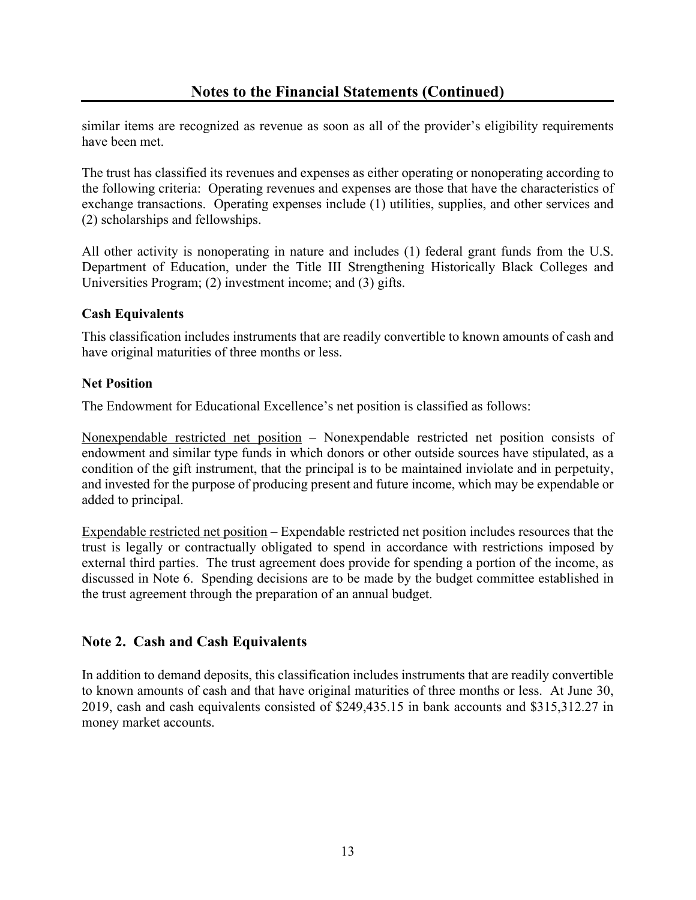## Notes to the Financial Statements (Continued)

similar items are recognized as revenue as soon as all of the provider's eligibility requirements have been met.

The trust has classified its revenues and expenses as either operating or nonoperating according to the following criteria: Operating revenues and expenses are those that have the characteristics of exchange transactions. Operating expenses include (1) utilities, supplies, and other services and (2) scholarships and fellowships.

All other activity is nonoperating in nature and includes (1) federal grant funds from the U.S. Department of Education, under the Title III Strengthening Historically Black Colleges and Universities Program; (2) investment income; and (3) gifts.

### Cash Equivalents

This classification includes instruments that are readily convertible to known amounts of cash and have original maturities of three months or less.

### Net Position

The Endowment for Educational Excellence's net position is classified as follows:

Nonexpendable restricted net position – Nonexpendable restricted net position consists of endowment and similar type funds in which donors or other outside sources have stipulated, as a condition of the gift instrument, that the principal is to be maintained inviolate and in perpetuity, and invested for the purpose of producing present and future income, which may be expendable or added to principal.

Expendable restricted net position – Expendable restricted net position includes resources that the trust is legally or contractually obligated to spend in accordance with restrictions imposed by external third parties. The trust agreement does provide for spending a portion of the income, as discussed in Note 6. Spending decisions are to be made by the budget committee established in the trust agreement through the preparation of an annual budget.

## Note 2. Cash and Cash Equivalents

In addition to demand deposits, this classification includes instruments that are readily convertible to known amounts of cash and that have original maturities of three months or less. At June 30, 2019, cash and cash equivalents consisted of $249,435.15 in bank accounts and $315,312.27 in money market accounts.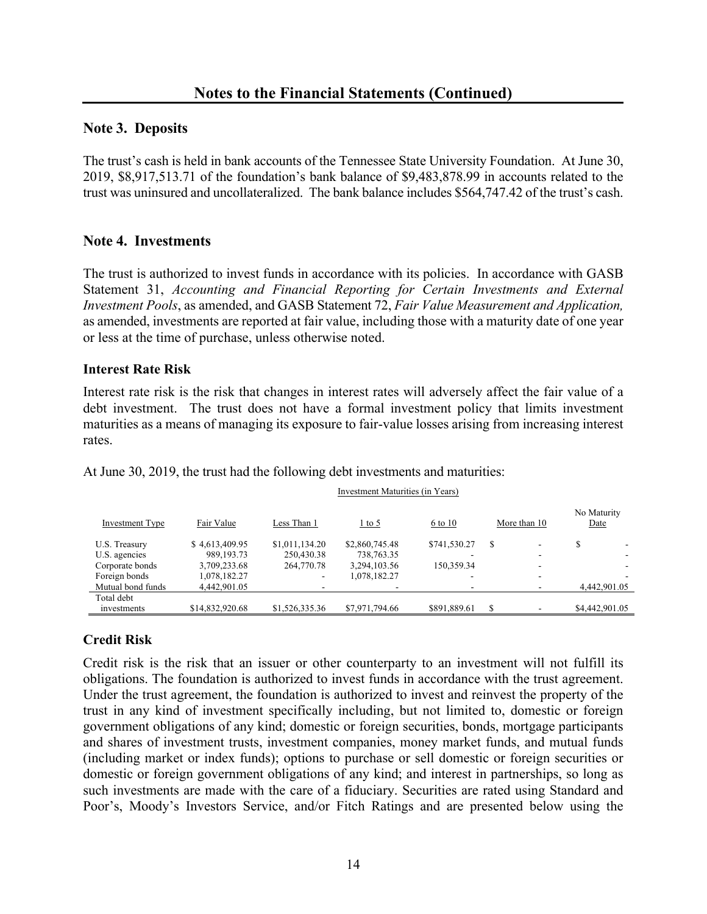## Notes to the Financial Statements (Continued)

### Note 3. Deposits

The trust's cash is held in bank accounts of the Tennessee State University Foundation. At June 30, 2019, $8,917,513.71 of the foundation's bank balance of $9,483,878.99 in accounts related to the trust was uninsured and uncollateralized. The bank balance includes $564,747.42 of the trust's cash.

### Note 4. Investments

The trust is authorized to invest funds in accordance with its policies. In accordance with GASB Statement 31, *Accounting and Financial Reporting for Certain Investments and External Investment Pools*, as amended, and GASB Statement 72, *Fair Value Measurement and Application,* as amended, investments are reported at fair value, including those with a maturity date of one year or less at the time of purchase, unless otherwise noted.

#### Interest Rate Risk

Interest rate risk is the risk that changes in interest rates will adversely affect the fair value of a debt investment. The trust does not have a formal investment policy that limits investment maturities as a means of managing its exposure to fair-value losses arising from increasing interest rates.

At June 30, 2019, the trust had the following debt investments and maturities:

| | | Investment Maturities (in Years) | | | | |
|---|---|---|---|---|---|---|
| Investment Type | Fair Value | Less Than 1 | 1 to 5 | 6 to 10 | More than 10 | No Maturity Date |
| U.S. Treasury | $ 4,613,409.95 | $1,011,134.20 | $2,860,745.48 | $741,530.27 | $ - | $ - |
| U.S. agencies | 989,193.73 | 250,430.38 | 738,763.35 | - | - | - |
| Corporate bonds | 3,709,233.68 | 264,770.78 | 3,294,103.56 | 150,359.34 | - | - |
| Foreign bonds | 1,078,182.27 | - | 1,078,182.27 | - | - | - |
| Mutual bond funds | 4,442,901.05 | - | - | - | - | 4,442,901.05 |
| Total debt investments | $14,832,920.68 | $1,526,335.36 | $7,971,794.66 | $891,889.61 | $ - | $4,442,901.05 |

#### Credit Risk

Credit risk is the risk that an issuer or other counterparty to an investment will not fulfill its obligations. The foundation is authorized to invest funds in accordance with the trust agreement. Under the trust agreement, the foundation is authorized to invest and reinvest the property of the trust in any kind of investment specifically including, but not limited to, domestic or foreign government obligations of any kind; domestic or foreign securities, bonds, mortgage participants and shares of investment trusts, investment companies, money market funds, and mutual funds (including market or index funds); options to purchase or sell domestic or foreign securities or domestic or foreign government obligations of any kind; and interest in partnerships, so long as such investments are made with the care of a fiduciary. Securities are rated using Standard and Poor's, Moody's Investors Service, and/or Fitch Ratings and are presented below using the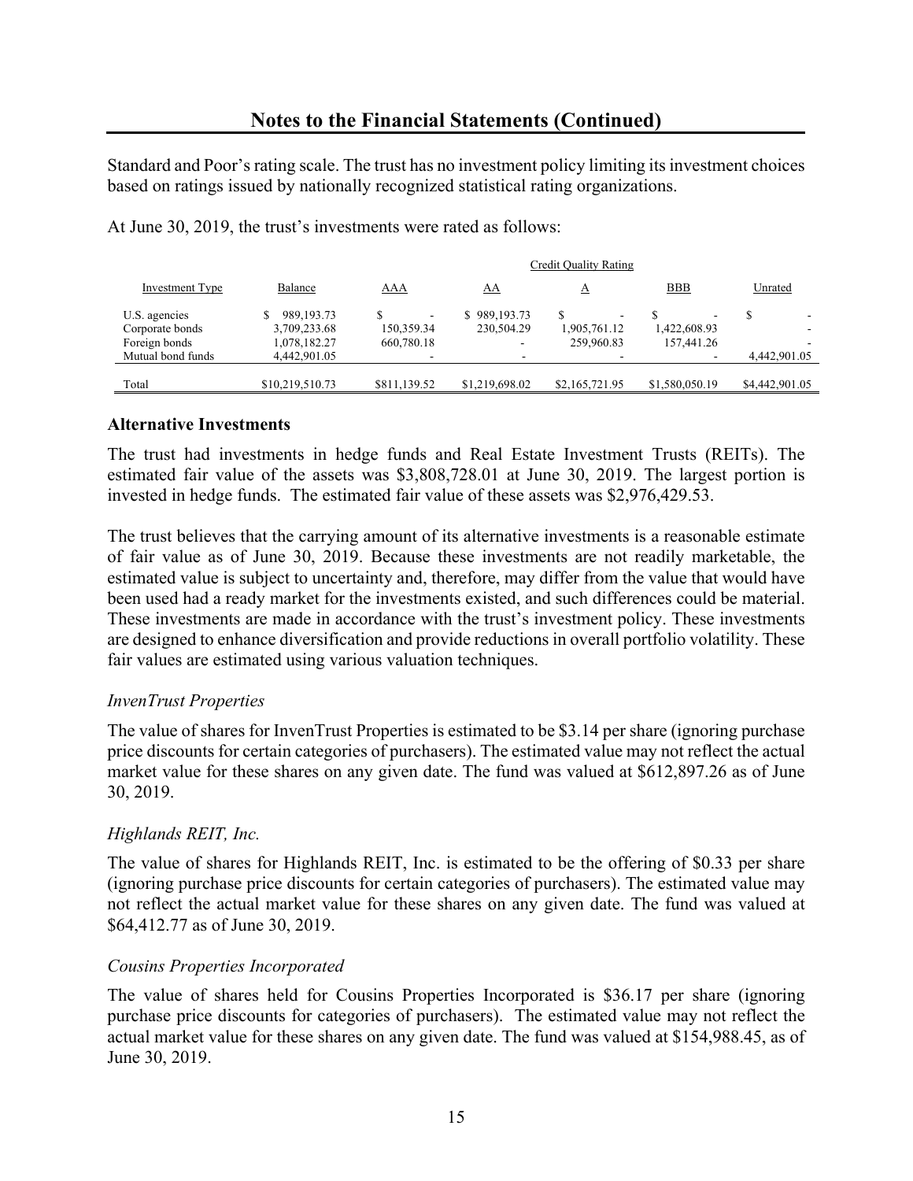## Notes to the Financial Statements (Continued)

Standard and Poor's rating scale. The trust has no investment policy limiting its investment choices based on ratings issued by nationally recognized statistical rating organizations.

At June 30, 2019, the trust's investments were rated as follows:

| | | Credit Quality Rating | | | | |
|---|---|---|---|---|---|---|
| Investment Type | Balance | AAA | AA | A | BBB | Unrated |
| U.S. agencies | $ 989,193.73 | $ - | $ 989,193.73 | $ - | $ - | $ - |
| Corporate bonds | 3,709,233.68 | 150,359.34 | 230,504.29 | 1,905,761.12 | 1,422,608.93 | - |
| Foreign bonds | 1,078,182.27 | 660,780.18 | - | 259,960.83 | 157,441.26 | - |
| Mutual bond funds | 4,442,901.05 | - | - | - | - | 4,442,901.05 |
| Total | $10,219,510.73 | $811,139.52 | $1,219,698.02 | $2,165,721.95 | $1,580,050.19 | $4,442,901.05 |

### Alternative Investments

The trust had investments in hedge funds and Real Estate Investment Trusts (REITs). The estimated fair value of the assets was $3,808,728.01 at June 30, 2019. The largest portion is invested in hedge funds. The estimated fair value of these assets was $2,976,429.53.

The trust believes that the carrying amount of its alternative investments is a reasonable estimate of fair value as of June 30, 2019. Because these investments are not readily marketable, the estimated value is subject to uncertainty and, therefore, may differ from the value that would have been used had a ready market for the investments existed, and such differences could be material. These investments are made in accordance with the trust's investment policy. These investments are designed to enhance diversification and provide reductions in overall portfolio volatility. These fair values are estimated using various valuation techniques.

*InvenTrust Properties*

The value of shares for InvenTrust Properties is estimated to be $3.14 per share (ignoring purchase price discounts for certain categories of purchasers). The estimated value may not reflect the actual market value for these shares on any given date. The fund was valued at $612,897.26 as of June 30, 2019.

*Highlands REIT, Inc.*

The value of shares for Highlands REIT, Inc. is estimated to be the offering of $0.33 per share (ignoring purchase price discounts for certain categories of purchasers). The estimated value may not reflect the actual market value for these shares on any given date. The fund was valued at $64,412.77 as of June 30, 2019.

*Cousins Properties Incorporated*

The value of shares held for Cousins Properties Incorporated is $36.17 per share (ignoring purchase price discounts for categories of purchasers). The estimated value may not reflect the actual market value for these shares on any given date. The fund was valued at $154,988.45, as of June 30, 2019.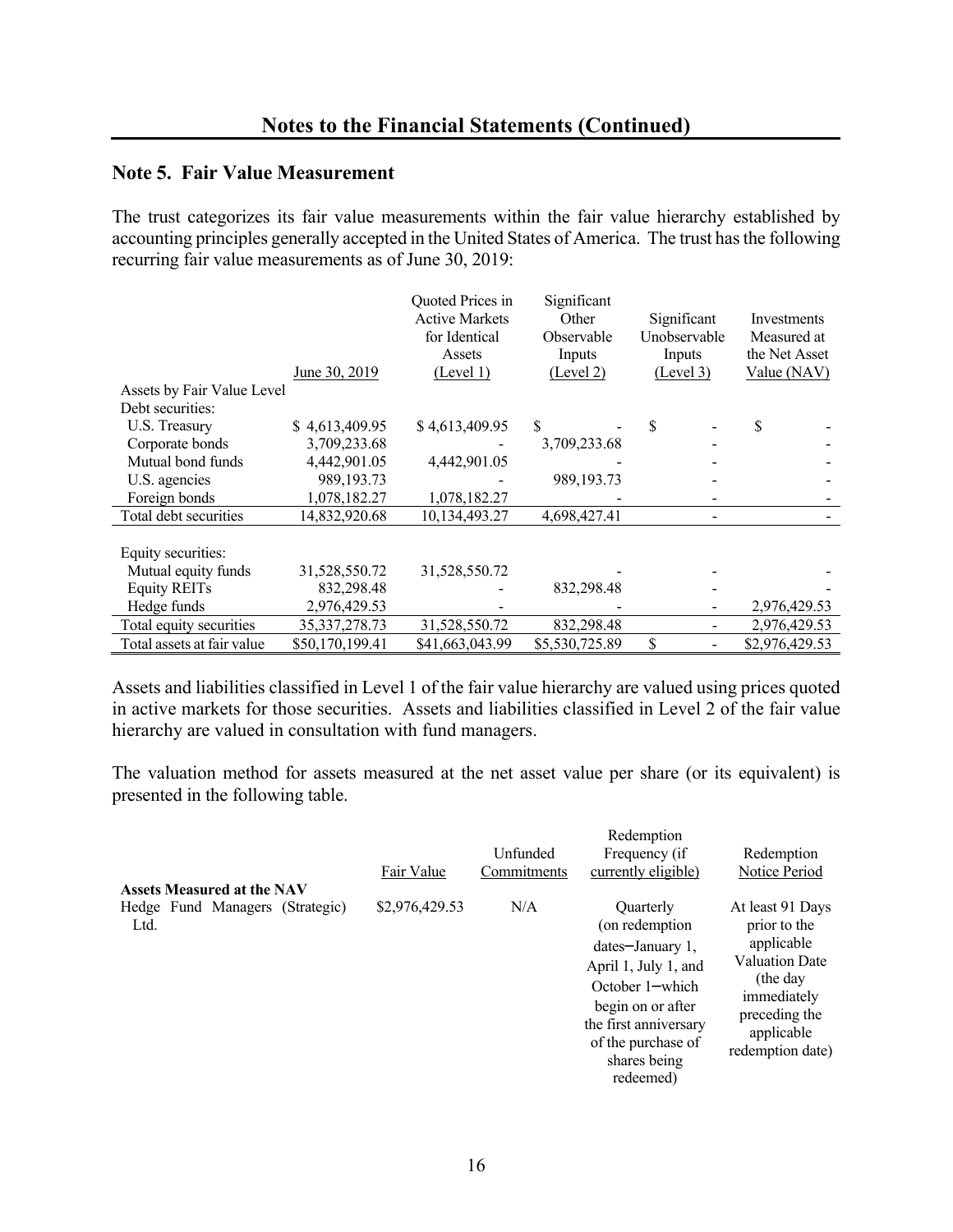## Notes to the Financial Statements (Continued)

### Note 5. Fair Value Measurement

The trust categorizes its fair value measurements within the fair value hierarchy established by accounting principles generally accepted in the United States of America. The trust has the following recurring fair value measurements as of June 30, 2019:

| | June 30, 2019 | Quoted Prices in Active Markets for Identical Assets (Level 1) | Significant Other Observable Inputs (Level 2) | Significant Unobservable Inputs (Level 3) | Investments Measured at the Net Asset Value (NAV) |
|---|---|---|---|---|---|
| Assets by Fair Value Level | | | | | |
| Debt securities: | | | | | |
| U.S. Treasury | $ 4,613,409.95 | $ 4,613,409.95 | $ - | $ - | $ - |
| Corporate bonds | 3,709,233.68 | - | 3,709,233.68 | - | - |
| Mutual bond funds | 4,442,901.05 | 4,442,901.05 | - | - | - |
| U.S. agencies | 989,193.73 | - | 989,193.73 | - | - |
| Foreign bonds | 1,078,182.27 | 1,078,182.27 | - | - | - |
| Total debt securities | 14,832,920.68 | 10,134,493.27 | 4,698,427.41 | - | - |
| Equity securities: | | | | | |
| Mutual equity funds | 31,528,550.72 | 31,528,550.72 | - | - | - |
| Equity REITs | 832,298.48 | - | 832,298.48 | - | - |
| Hedge funds | 2,976,429.53 | - | - | - | 2,976,429.53 |
| Total equity securities | 35,337,278.73 | 31,528,550.72 | 832,298.48 | - | 2,976,429.53 |
| Total assets at fair value | $50,170,199.41 | $41,663,043.99 | $5,530,725.89 | $ - | $2,976,429.53 |

Assets and liabilities classified in Level 1 of the fair value hierarchy are valued using prices quoted in active markets for those securities. Assets and liabilities classified in Level 2 of the fair value hierarchy are valued in consultation with fund managers.

The valuation method for assets measured at the net asset value per share (or its equivalent) is presented in the following table.

| | Fair Value | Unfunded Commitments | Redemption Frequency (if currently eligible) | Redemption Notice Period |
|---|---|---|---|---|
| **Assets Measured at the NAV** | | | | |
| Hedge Fund Managers (Strategic) Ltd. | $2,976,429.53 | N/A | Quarterly (on redemption dates–January 1, April 1, July 1, and October 1–which begin on or after the first anniversary of the purchase of shares being redeemed) | At least 91 Days prior to the applicable Valuation Date (the day immediately preceding the applicable redemption date) |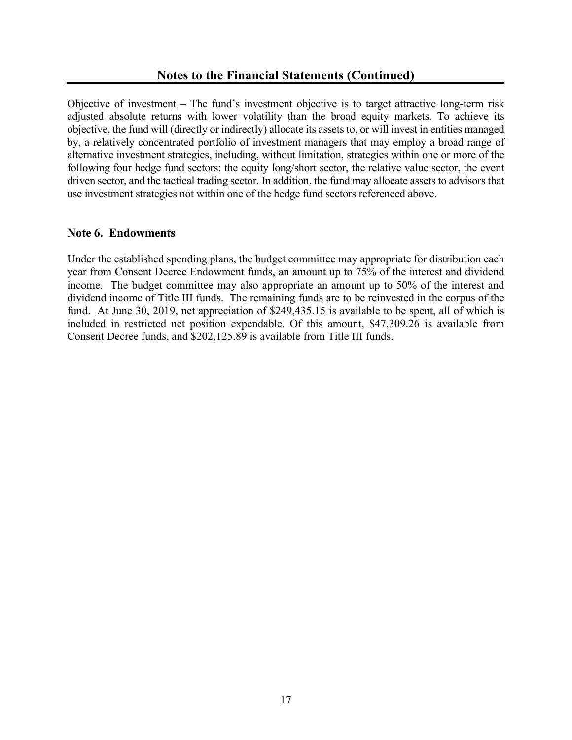Objective of investment – The fund's investment objective is to target attractive long-term risk adjusted absolute returns with lower volatility than the broad equity markets. To achieve its objective, the fund will (directly or indirectly) allocate its assets to, or will invest in entities managed by, a relatively concentrated portfolio of investment managers that may employ a broad range of alternative investment strategies, including, without limitation, strategies within one or more of the following four hedge fund sectors: the equity long/short sector, the relative value sector, the event driven sector, and the tactical trading sector. In addition, the fund may allocate assets to advisors that use investment strategies not within one of the hedge fund sectors referenced above.

### Note 6. Endowments

Under the established spending plans, the budget committee may appropriate for distribution each year from Consent Decree Endowment funds, an amount up to 75% of the interest and dividend income. The budget committee may also appropriate an amount up to 50% of the interest and dividend income of Title III funds. The remaining funds are to be reinvested in the corpus of the fund. At June 30, 2019, net appreciation of $249,435.15 is available to be spent, all of which is included in restricted net position expendable. Of this amount, $47,309.26 is available from Consent Decree funds, and $202,125.89 is available from Title III funds.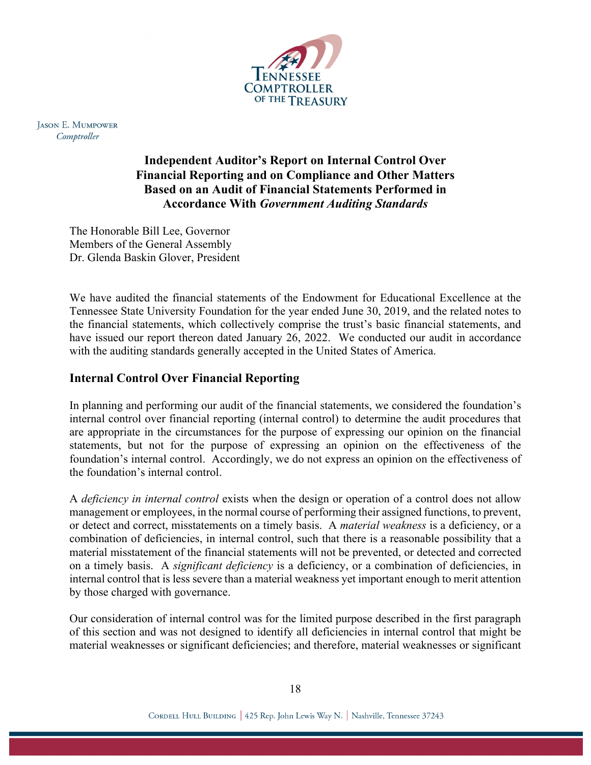Jason E. Mumpower
*Comptroller*

## Independent Auditor's Report on Internal Control Over Financial Reporting and on Compliance and Other Matters Based on an Audit of Financial Statements Performed in Accordance With *Government Auditing Standards*

The Honorable Bill Lee, Governor
Members of the General Assembly
Dr. Glenda Baskin Glover, President

We have audited the financial statements of the Endowment for Educational Excellence at the Tennessee State University Foundation for the year ended June 30, 2019, and the related notes to the financial statements, which collectively comprise the trust's basic financial statements, and have issued our report thereon dated January 26, 2022. We conducted our audit in accordance with the auditing standards generally accepted in the United States of America.

### Internal Control Over Financial Reporting

In planning and performing our audit of the financial statements, we considered the foundation's internal control over financial reporting (internal control) to determine the audit procedures that are appropriate in the circumstances for the purpose of expressing our opinion on the financial statements, but not for the purpose of expressing an opinion on the effectiveness of the foundation's internal control. Accordingly, we do not express an opinion on the effectiveness of the foundation's internal control.

A *deficiency in internal control* exists when the design or operation of a control does not allow management or employees, in the normal course of performing their assigned functions, to prevent, or detect and correct, misstatements on a timely basis. A *material weakness* is a deficiency, or a combination of deficiencies, in internal control, such that there is a reasonable possibility that a material misstatement of the financial statements will not be prevented, or detected and corrected on a timely basis. A *significant deficiency* is a deficiency, or a combination of deficiencies, in internal control that is less severe than a material weakness yet important enough to merit attention by those charged with governance.

Our consideration of internal control was for the limited purpose described in the first paragraph of this section and was not designed to identify all deficiencies in internal control that might be material weaknesses or significant deficiencies; and therefore, material weaknesses or significant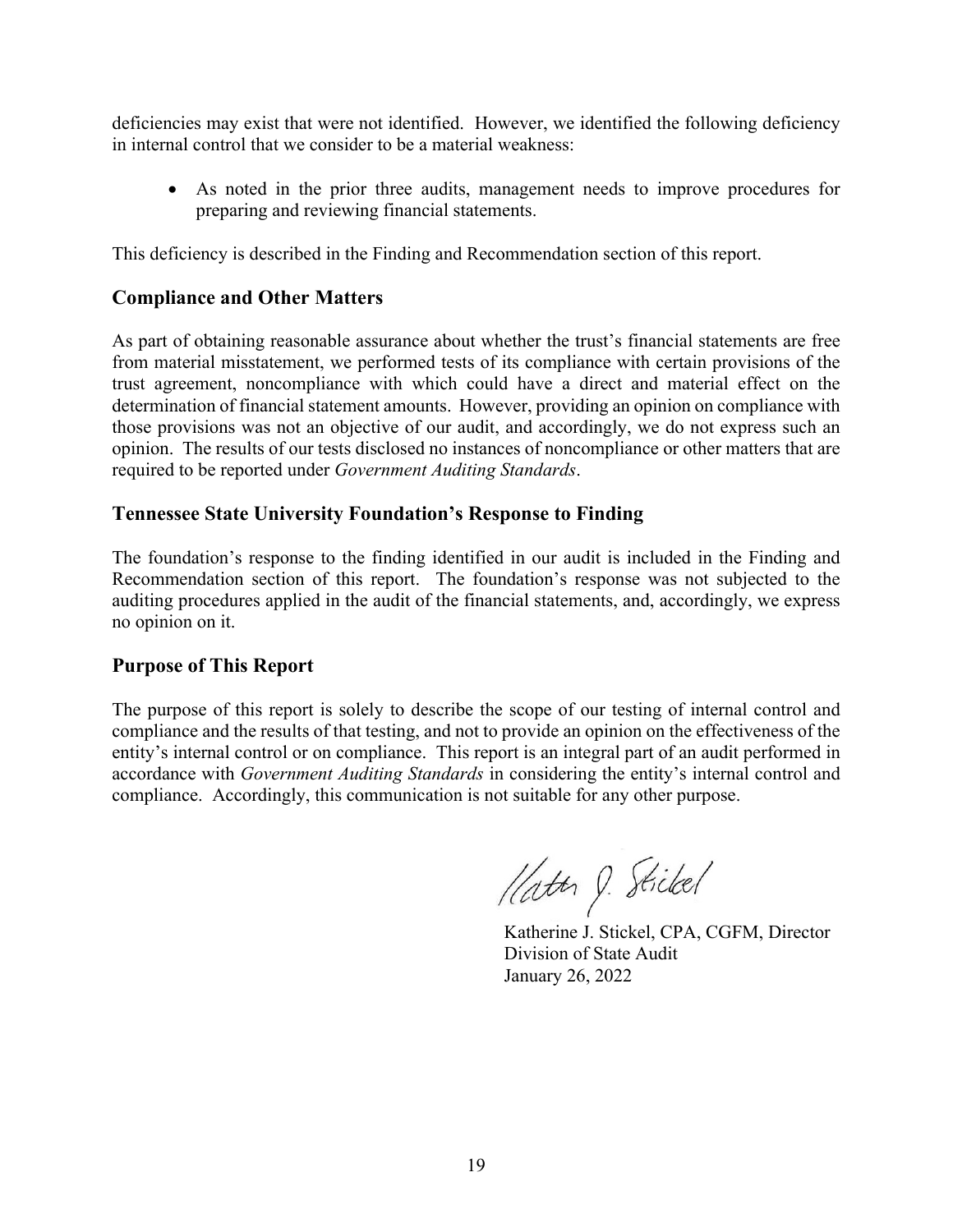deficiencies may exist that were not identified. However, we identified the following deficiency in internal control that we consider to be a material weakness:

- As noted in the prior three audits, management needs to improve procedures for preparing and reviewing financial statements.

This deficiency is described in the Finding and Recommendation section of this report.

## Compliance and Other Matters

As part of obtaining reasonable assurance about whether the trust's financial statements are free from material misstatement, we performed tests of its compliance with certain provisions of the trust agreement, noncompliance with which could have a direct and material effect on the determination of financial statement amounts. However, providing an opinion on compliance with those provisions was not an objective of our audit, and accordingly, we do not express such an opinion. The results of our tests disclosed no instances of noncompliance or other matters that are required to be reported under *Government Auditing Standards*.

## Tennessee State University Foundation's Response to Finding

The foundation's response to the finding identified in our audit is included in the Finding and Recommendation section of this report. The foundation's response was not subjected to the auditing procedures applied in the audit of the financial statements, and, accordingly, we express no opinion on it.

## Purpose of This Report

The purpose of this report is solely to describe the scope of our testing of internal control and compliance and the results of that testing, and not to provide an opinion on the effectiveness of the entity's internal control or on compliance. This report is an integral part of an audit performed in accordance with *Government Auditing Standards* in considering the entity's internal control and compliance. Accordingly, this communication is not suitable for any other purpose.

Katherine J. Stickel, CPA, CGFM, Director
Division of State Audit
January 26, 2022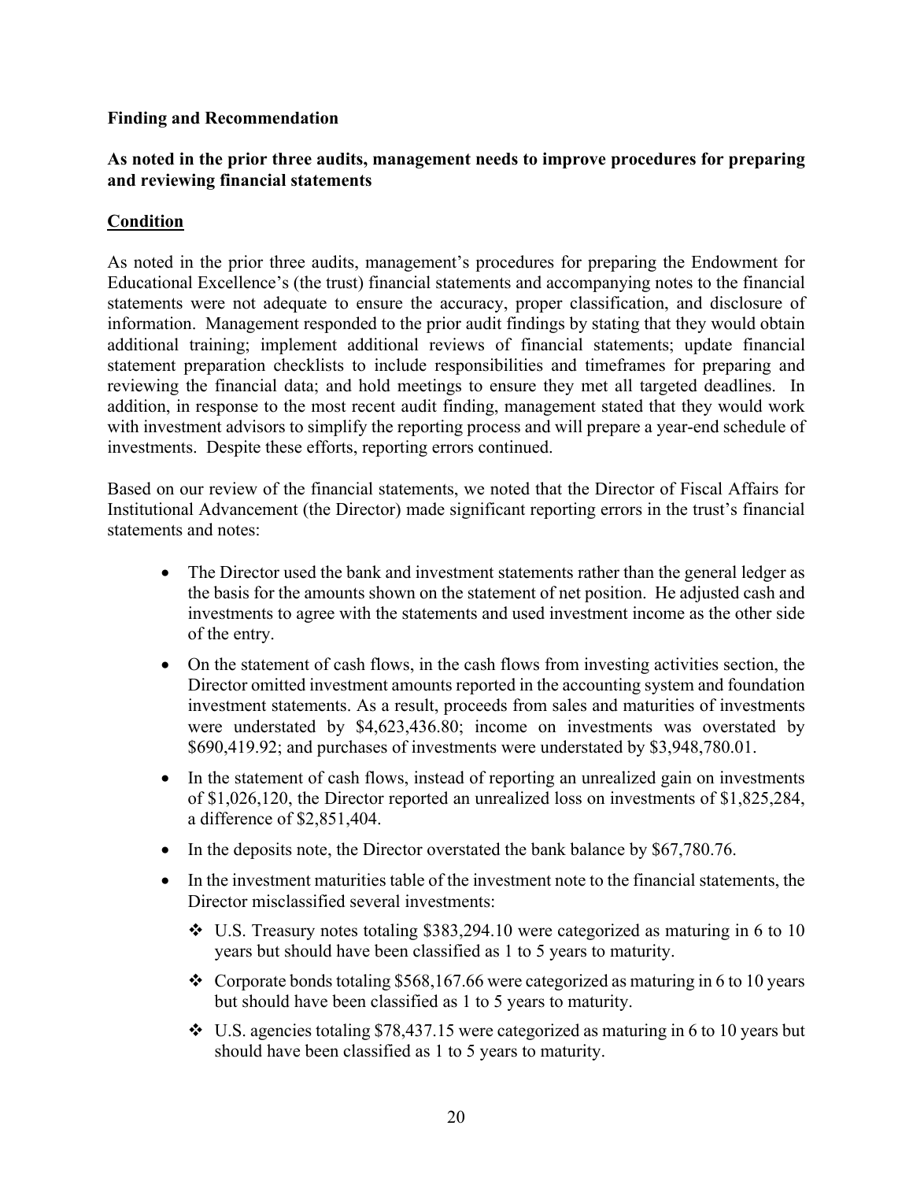**Finding and Recommendation**

**As noted in the prior three audits, management needs to improve procedures for preparing and reviewing financial statements**

**Condition**

As noted in the prior three audits, management's procedures for preparing the Endowment for Educational Excellence's (the trust) financial statements and accompanying notes to the financial statements were not adequate to ensure the accuracy, proper classification, and disclosure of information. Management responded to the prior audit findings by stating that they would obtain additional training; implement additional reviews of financial statements; update financial statement preparation checklists to include responsibilities and timeframes for preparing and reviewing the financial data; and hold meetings to ensure they met all targeted deadlines. In addition, in response to the most recent audit finding, management stated that they would work with investment advisors to simplify the reporting process and will prepare a year-end schedule of investments. Despite these efforts, reporting errors continued.

Based on our review of the financial statements, we noted that the Director of Fiscal Affairs for Institutional Advancement (the Director) made significant reporting errors in the trust's financial statements and notes:

- The Director used the bank and investment statements rather than the general ledger as the basis for the amounts shown on the statement of net position. He adjusted cash and investments to agree with the statements and used investment income as the other side of the entry.
- On the statement of cash flows, in the cash flows from investing activities section, the Director omitted investment amounts reported in the accounting system and foundation investment statements. As a result, proceeds from sales and maturities of investments were understated by $4,623,436.80; income on investments was overstated by $690,419.92; and purchases of investments were understated by $3,948,780.01.
- In the statement of cash flows, instead of reporting an unrealized gain on investments of $1,026,120, the Director reported an unrealized loss on investments of $1,825,284, a difference of $2,851,404.
- In the deposits note, the Director overstated the bank balance by $67,780.76.
- In the investment maturities table of the investment note to the financial statements, the Director misclassified several investments:
  - U.S. Treasury notes totaling $383,294.10 were categorized as maturing in 6 to 10 years but should have been classified as 1 to 5 years to maturity.
  - Corporate bonds totaling $568,167.66 were categorized as maturing in 6 to 10 years but should have been classified as 1 to 5 years to maturity.
  - U.S. agencies totaling $78,437.15 were categorized as maturing in 6 to 10 years but should have been classified as 1 to 5 years to maturity.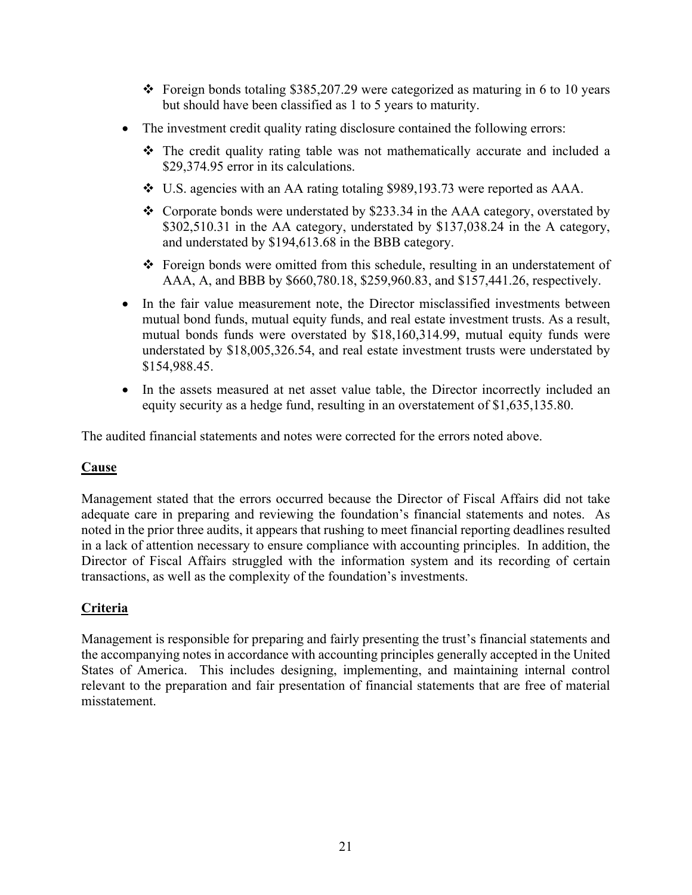- Foreign bonds totaling $385,207.29 were categorized as maturing in 6 to 10 years but should have been classified as 1 to 5 years to maturity.
- The investment credit quality rating disclosure contained the following errors:
    - The credit quality rating table was not mathematically accurate and included a $29,374.95 error in its calculations.
    - U.S. agencies with an AA rating totaling $989,193.73 were reported as AAA.
    - Corporate bonds were understated by $233.34 in the AAA category, overstated by $302,510.31 in the AA category, understated by $137,038.24 in the A category, and understated by $194,613.68 in the BBB category.
    - Foreign bonds were omitted from this schedule, resulting in an understatement of AAA, A, and BBB by $660,780.18, $259,960.83, and $157,441.26, respectively.
- In the fair value measurement note, the Director misclassified investments between mutual bond funds, mutual equity funds, and real estate investment trusts. As a result, mutual bonds funds were overstated by $18,160,314.99, mutual equity funds were understated by $18,005,326.54, and real estate investment trusts were understated by $154,988.45.
- In the assets measured at net asset value table, the Director incorrectly included an equity security as a hedge fund, resulting in an overstatement of $1,635,135.80.

The audited financial statements and notes were corrected for the errors noted above.

**Cause**

Management stated that the errors occurred because the Director of Fiscal Affairs did not take adequate care in preparing and reviewing the foundation's financial statements and notes. As noted in the prior three audits, it appears that rushing to meet financial reporting deadlines resulted in a lack of attention necessary to ensure compliance with accounting principles. In addition, the Director of Fiscal Affairs struggled with the information system and its recording of certain transactions, as well as the complexity of the foundation's investments.

**Criteria**

Management is responsible for preparing and fairly presenting the trust's financial statements and the accompanying notes in accordance with accounting principles generally accepted in the United States of America. This includes designing, implementing, and maintaining internal control relevant to the preparation and fair presentation of financial statements that are free of material misstatement.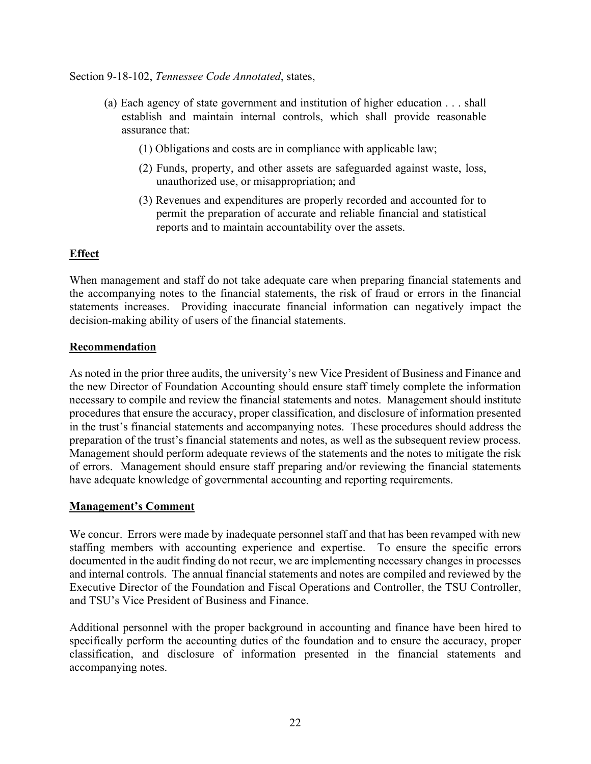Section 9-18-102, *Tennessee Code Annotated*, states,

> (a) Each agency of state government and institution of higher education . . . shall establish and maintain internal controls, which shall provide reasonable assurance that:
>
> (1) Obligations and costs are in compliance with applicable law;
>
> (2) Funds, property, and other assets are safeguarded against waste, loss, unauthorized use, or misappropriation; and
>
> (3) Revenues and expenditures are properly recorded and accounted for to permit the preparation of accurate and reliable financial and statistical reports and to maintain accountability over the assets.

**Effect**

When management and staff do not take adequate care when preparing financial statements and the accompanying notes to the financial statements, the risk of fraud or errors in the financial statements increases. Providing inaccurate financial information can negatively impact the decision-making ability of users of the financial statements.

**Recommendation**

As noted in the prior three audits, the university's new Vice President of Business and Finance and the new Director of Foundation Accounting should ensure staff timely complete the information necessary to compile and review the financial statements and notes. Management should institute procedures that ensure the accuracy, proper classification, and disclosure of information presented in the trust's financial statements and accompanying notes. These procedures should address the preparation of the trust's financial statements and notes, as well as the subsequent review process. Management should perform adequate reviews of the statements and the notes to mitigate the risk of errors. Management should ensure staff preparing and/or reviewing the financial statements have adequate knowledge of governmental accounting and reporting requirements.

**Management's Comment**

We concur. Errors were made by inadequate personnel staff and that has been revamped with new staffing members with accounting experience and expertise. To ensure the specific errors documented in the audit finding do not recur, we are implementing necessary changes in processes and internal controls. The annual financial statements and notes are compiled and reviewed by the Executive Director of the Foundation and Fiscal Operations and Controller, the TSU Controller, and TSU's Vice President of Business and Finance.

Additional personnel with the proper background in accounting and finance have been hired to specifically perform the accounting duties of the foundation and to ensure the accuracy, proper classification, and disclosure of information presented in the financial statements and accompanying notes.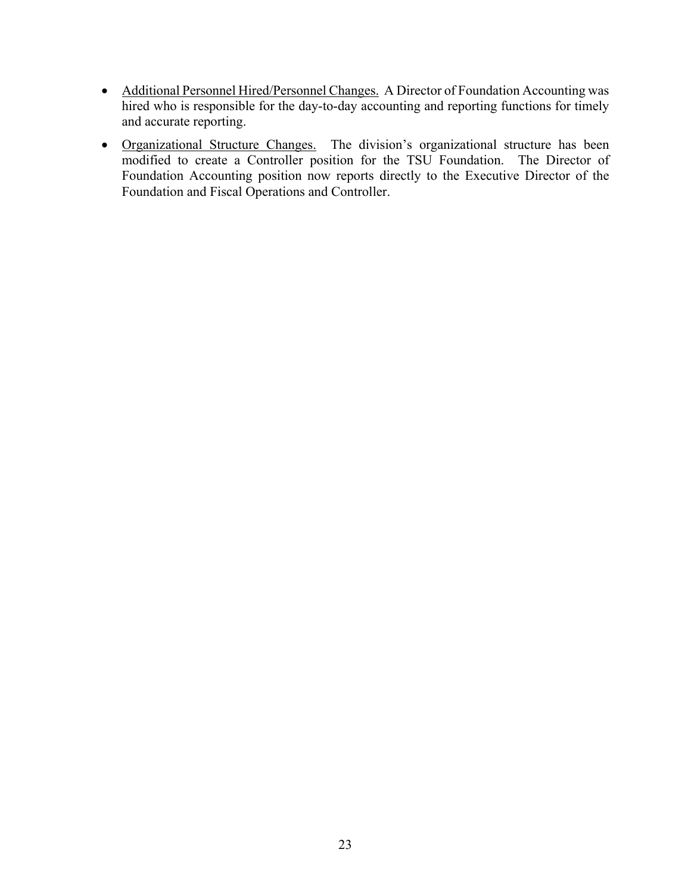- Additional Personnel Hired/Personnel Changes. A Director of Foundation Accounting was hired who is responsible for the day-to-day accounting and reporting functions for timely and accurate reporting.
- Organizational Structure Changes. The division's organizational structure has been modified to create a Controller position for the TSU Foundation. The Director of Foundation Accounting position now reports directly to the Executive Director of the Foundation and Fiscal Operations and Controller.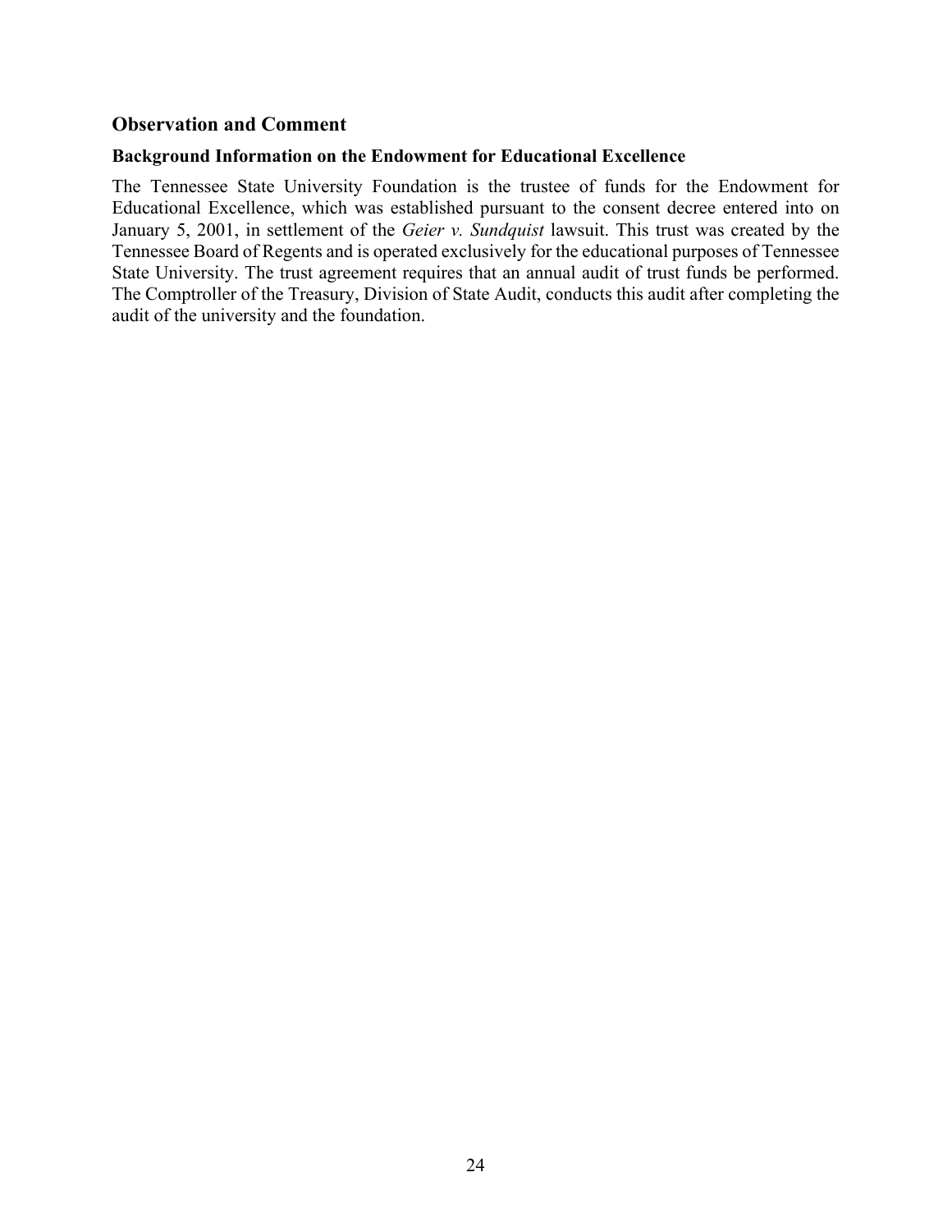## Observation and Comment

### Background Information on the Endowment for Educational Excellence

The Tennessee State University Foundation is the trustee of funds for the Endowment for Educational Excellence, which was established pursuant to the consent decree entered into on January 5, 2001, in settlement of the *Geier v. Sundquist* lawsuit. This trust was created by the Tennessee Board of Regents and is operated exclusively for the educational purposes of Tennessee State University. The trust agreement requires that an annual audit of trust funds be performed. The Comptroller of the Treasury, Division of State Audit, conducts this audit after completing the audit of the university and the foundation.